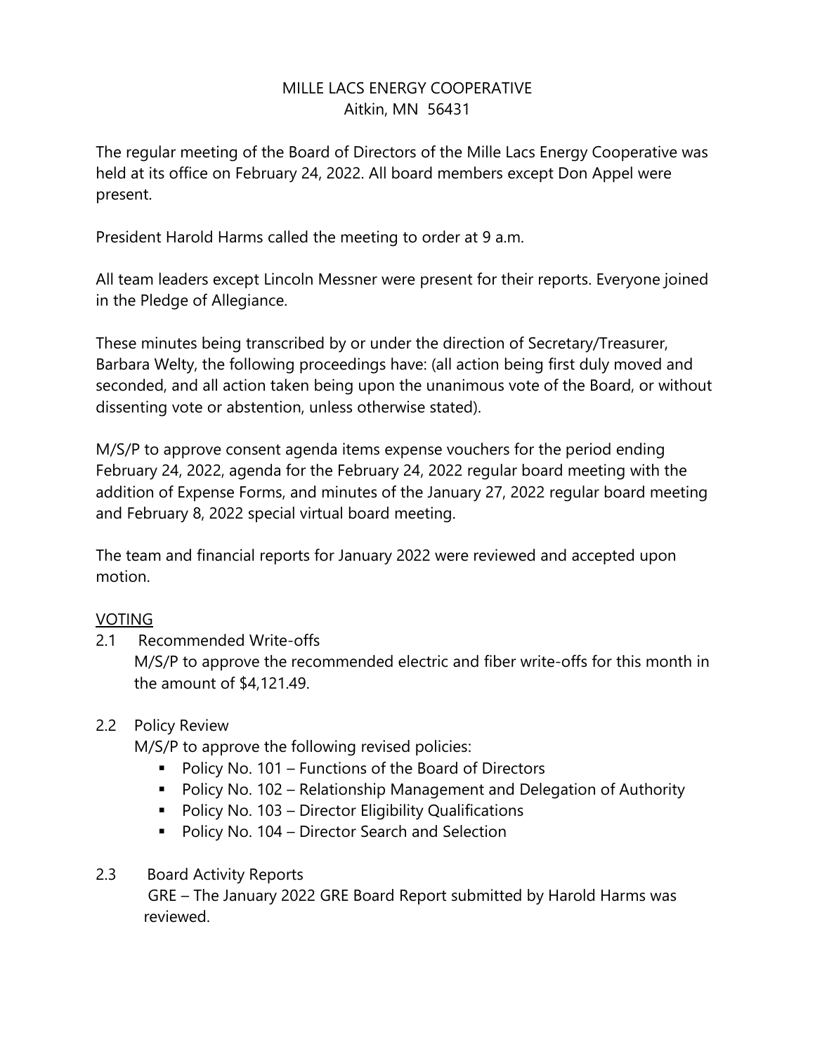# MILLE LACS ENERGY COOPERATIVE
Aitkin, MN 56431

The regular meeting of the Board of Directors of the Mille Lacs Energy Cooperative was held at its office on February 24, 2022. All board members except Don Appel were present.

President Harold Harms called the meeting to order at 9 a.m.

All team leaders except Lincoln Messner were present for their reports. Everyone joined in the Pledge of Allegiance.

These minutes being transcribed by or under the direction of Secretary/Treasurer, Barbara Welty, the following proceedings have: (all action being first duly moved and seconded, and all action taken being upon the unanimous vote of the Board, or without dissenting vote or abstention, unless otherwise stated).

M/S/P to approve consent agenda items expense vouchers for the period ending February 24, 2022, agenda for the February 24, 2022 regular board meeting with the addition of Expense Forms, and minutes of the January 27, 2022 regular board meeting and February 8, 2022 special virtual board meeting.

The team and financial reports for January 2022 were reviewed and accepted upon motion.

VOTING

2.1 Recommended Write-offs

M/S/P to approve the recommended electric and fiber write-offs for this month in the amount of $4,121.49.

2.2 Policy Review

M/S/P to approve the following revised policies:

- Policy No. 101 – Functions of the Board of Directors
- Policy No. 102 – Relationship Management and Delegation of Authority
- Policy No. 103 – Director Eligibility Qualifications
- Policy No. 104 – Director Search and Selection

2.3 Board Activity Reports

GRE – The January 2022 GRE Board Report submitted by Harold Harms was reviewed.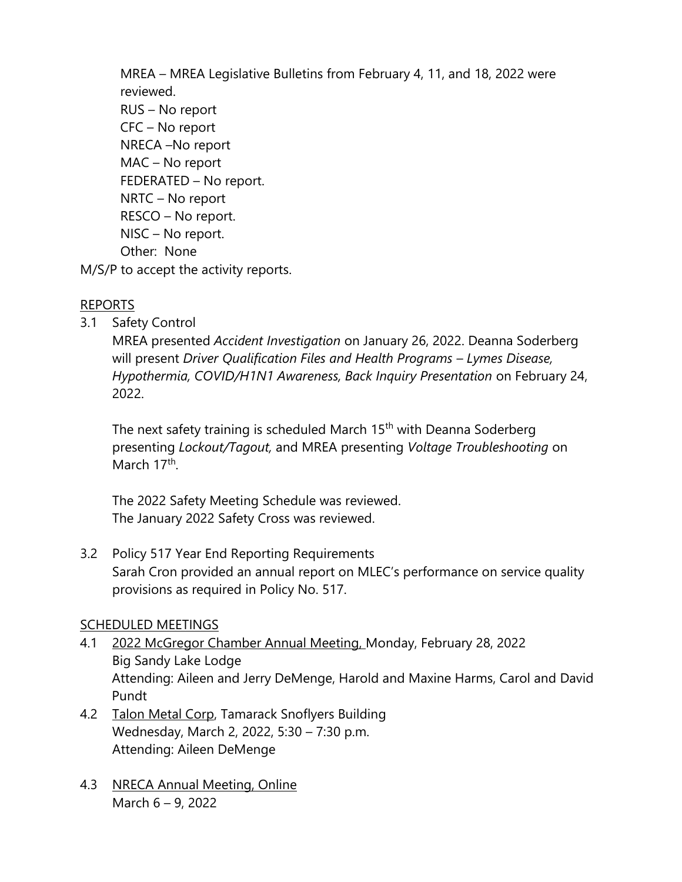MREA – MREA Legislative Bulletins from February 4, 11, and 18, 2022 were reviewed.
RUS – No report
CFC – No report
NRECA –No report
MAC – No report
FEDERATED – No report.
NRTC – No report
RESCO – No report.
NISC – No report.
Other: None

M/S/P to accept the activity reports.

REPORTS

3.1 Safety Control

MREA presented *Accident Investigation* on January 26, 2022. Deanna Soderberg will present *Driver Qualification Files and Health Programs – Lymes Disease, Hypothermia, COVID/H1N1 Awareness, Back Inquiry Presentation* on February 24, 2022.

The next safety training is scheduled March 15th with Deanna Soderberg presenting *Lockout/Tagout,* and MREA presenting *Voltage Troubleshooting* on March 17th.

The 2022 Safety Meeting Schedule was reviewed.
The January 2022 Safety Cross was reviewed.

3.2 Policy 517 Year End Reporting Requirements

Sarah Cron provided an annual report on MLEC's performance on service quality provisions as required in Policy No. 517.

SCHEDULED MEETINGS

4.1 2022 McGregor Chamber Annual Meeting, Monday, February 28, 2022
Big Sandy Lake Lodge
Attending: Aileen and Jerry DeMenge, Harold and Maxine Harms, Carol and David Pundt

4.2 Talon Metal Corp, Tamarack Snoflyers Building
Wednesday, March 2, 2022, 5:30 – 7:30 p.m.
Attending: Aileen DeMenge

4.3 NRECA Annual Meeting, Online
March 6 – 9, 2022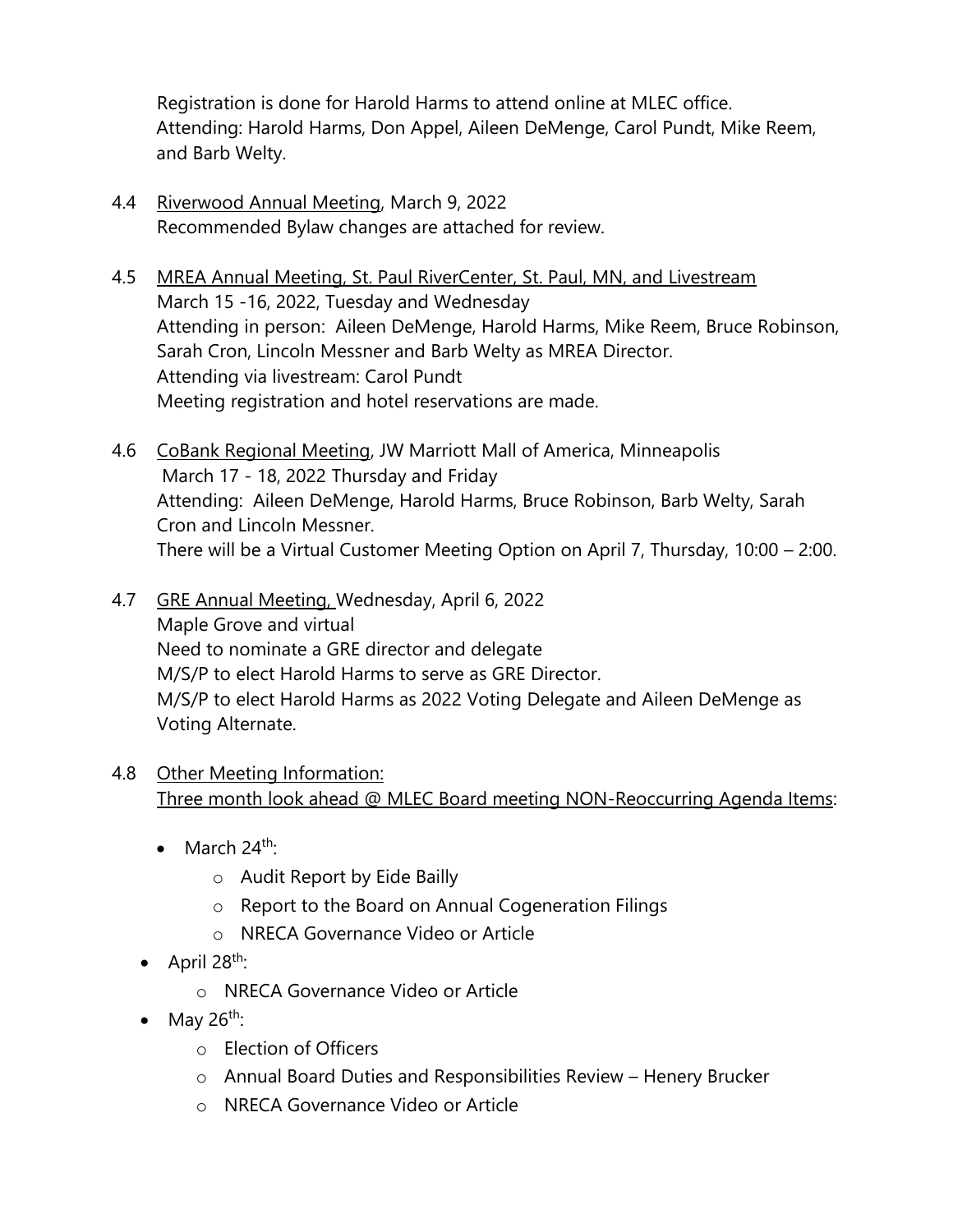Registration is done for Harold Harms to attend online at MLEC office.
Attending: Harold Harms, Don Appel, Aileen DeMenge, Carol Pundt, Mike Reem, and Barb Welty.

4.4 Riverwood Annual Meeting, March 9, 2022
Recommended Bylaw changes are attached for review.

4.5 MREA Annual Meeting, St. Paul RiverCenter, St. Paul, MN, and Livestream
March 15 -16, 2022, Tuesday and Wednesday
Attending in person: Aileen DeMenge, Harold Harms, Mike Reem, Bruce Robinson, Sarah Cron, Lincoln Messner and Barb Welty as MREA Director.
Attending via livestream: Carol Pundt
Meeting registration and hotel reservations are made.

4.6 CoBank Regional Meeting, JW Marriott Mall of America, Minneapolis
March 17 - 18, 2022 Thursday and Friday
Attending: Aileen DeMenge, Harold Harms, Bruce Robinson, Barb Welty, Sarah Cron and Lincoln Messner.
There will be a Virtual Customer Meeting Option on April 7, Thursday, 10:00 – 2:00.

4.7 GRE Annual Meeting, Wednesday, April 6, 2022
Maple Grove and virtual
Need to nominate a GRE director and delegate
M/S/P to elect Harold Harms to serve as GRE Director.
M/S/P to elect Harold Harms as 2022 Voting Delegate and Aileen DeMenge as Voting Alternate.

4.8 Other Meeting Information:
Three month look ahead @ MLEC Board meeting NON-Reoccurring Agenda Items:

- March 24th:
  - Audit Report by Eide Bailly
  - Report to the Board on Annual Cogeneration Filings
  - NRECA Governance Video or Article
- April 28th:
  - NRECA Governance Video or Article
- May 26th:
  - Election of Officers
  - Annual Board Duties and Responsibilities Review – Henery Brucker
  - NRECA Governance Video or Article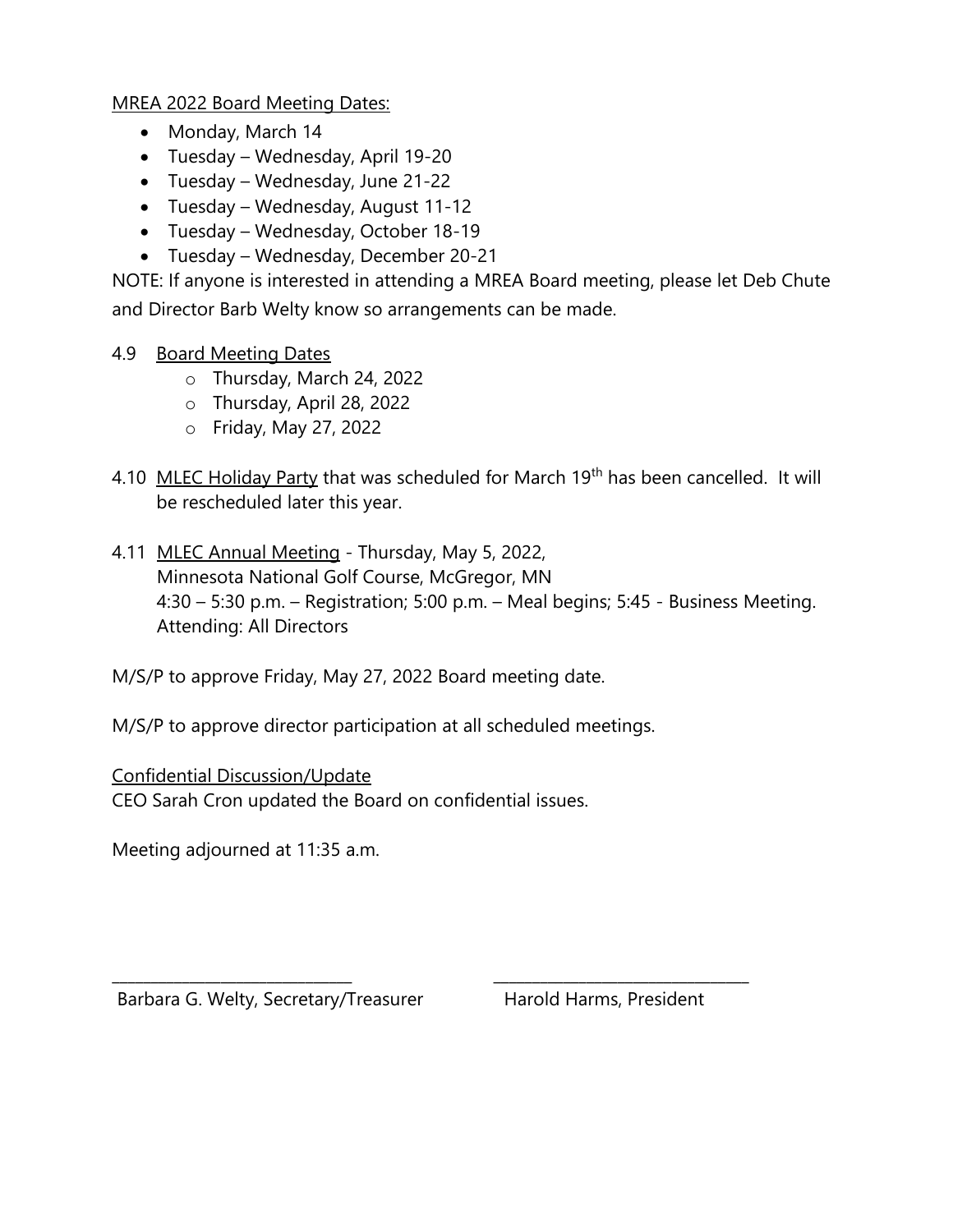MREA 2022 Board Meeting Dates:

- Monday, March 14
- Tuesday – Wednesday, April 19-20
- Tuesday – Wednesday, June 21-22
- Tuesday – Wednesday, August 11-12
- Tuesday – Wednesday, October 18-19
- Tuesday – Wednesday, December 20-21

NOTE: If anyone is interested in attending a MREA Board meeting, please let Deb Chute and Director Barb Welty know so arrangements can be made.

4.9 Board Meeting Dates

- Thursday, March 24, 2022
- Thursday, April 28, 2022
- Friday, May 27, 2022

4.10 MLEC Holiday Party that was scheduled for March 19th has been cancelled. It will be rescheduled later this year.

4.11 MLEC Annual Meeting - Thursday, May 5, 2022,
Minnesota National Golf Course, McGregor, MN
4:30 – 5:30 p.m. – Registration; 5:00 p.m. – Meal begins; 5:45 - Business Meeting.
Attending: All Directors

M/S/P to approve Friday, May 27, 2022 Board meeting date.

M/S/P to approve director participation at all scheduled meetings.

Confidential Discussion/Update
CEO Sarah Cron updated the Board on confidential issues.

Meeting adjourned at 11:35 a.m.

\_\_\_\_\_\_\_\_\_\_\_\_\_\_\_\_\_\_\_\_\_\_\_\_\_\_\_\_\_\_ \_\_\_\_\_\_\_\_\_\_\_\_\_\_\_\_\_\_\_\_\_\_\_\_\_\_\_\_\_\_\_\_

Barbara G. Welty, Secretary/Treasurer Harold Harms, President